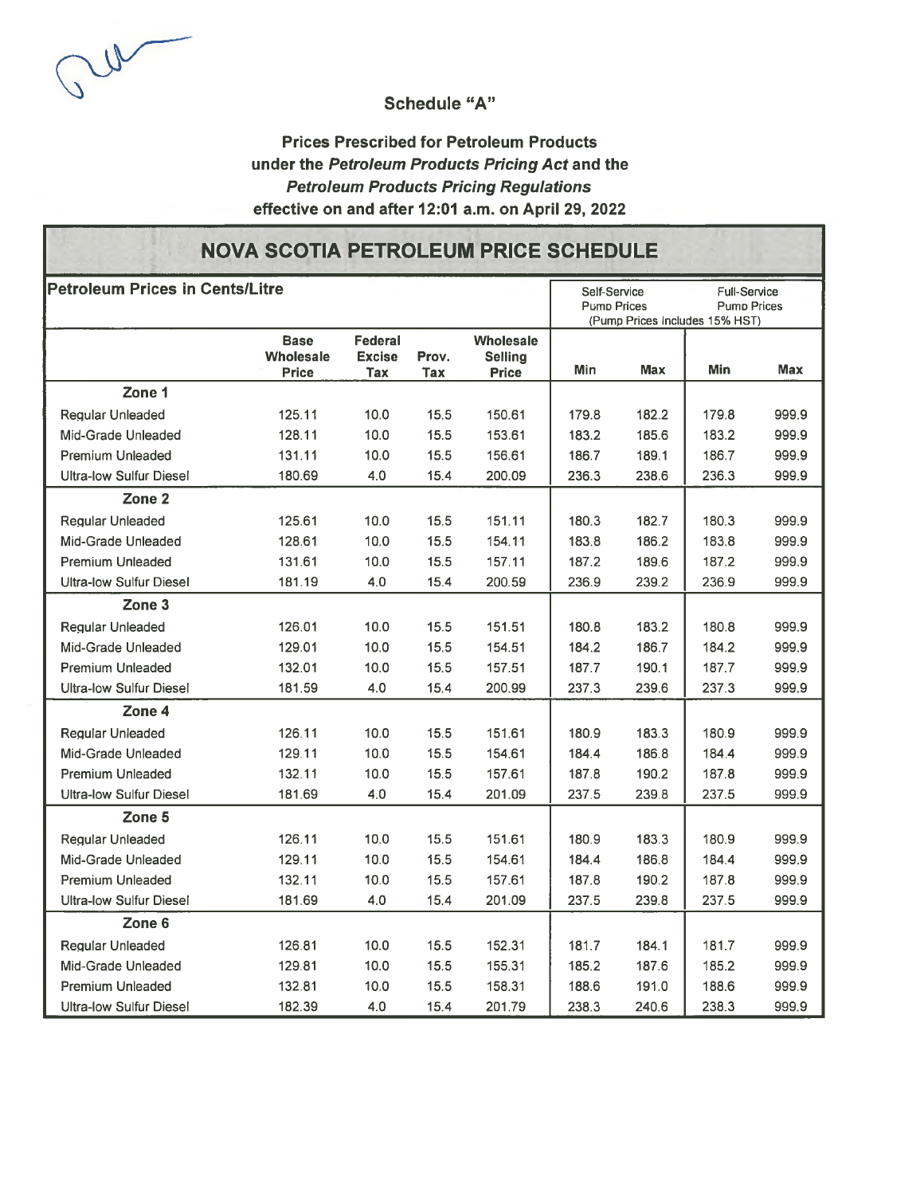## Schedule "A"

### Prices Prescribed for Petroleum Products under the *Petroleum Products Pricing Act* and the *Petroleum Products Pricing Regulations* effective on and after 12:01 a.m. on April 29, 2022

## NOVA SCOTIA PETROLEUM PRICE SCHEDULE

| Petroleum Prices in Cents/Litre | Base Wholesale Price | Federal Excise Tax | Prov. Tax | Wholesale Selling Price | Self-Service Pump Prices (Pump Prices Includes 15% HST) Min | Self-Service Pump Prices Max | Full-Service Pump Prices Min | Full-Service Pump Prices Max |
|---|---|---|---|---|---|---|---|---|
| **Zone 1** | | | | | | | | |
| Regular Unleaded | 125.11 | 10.0 | 15.5 | 150.61 | 179.8 | 182.2 | 179.8 | 999.9 |
| Mid-Grade Unleaded | 128.11 | 10.0 | 15.5 | 153.61 | 183.2 | 185.6 | 183.2 | 999.9 |
| Premium Unleaded | 131.11 | 10.0 | 15.5 | 156.61 | 186.7 | 189.1 | 186.7 | 999.9 |
| Ultra-low Sulfur Diesel | 180.69 | 4.0 | 15.4 | 200.09 | 236.3 | 238.6 | 236.3 | 999.9 |
| **Zone 2** | | | | | | | | |
| Regular Unleaded | 125.61 | 10.0 | 15.5 | 151.11 | 180.3 | 182.7 | 180.3 | 999.9 |
| Mid-Grade Unleaded | 128.61 | 10.0 | 15.5 | 154.11 | 183.8 | 186.2 | 183.8 | 999.9 |
| Premium Unleaded | 131.61 | 10.0 | 15.5 | 157.11 | 187.2 | 189.6 | 187.2 | 999.9 |
| Ultra-low Sulfur Diesel | 181.19 | 4.0 | 15.4 | 200.59 | 236.9 | 239.2 | 236.9 | 999.9 |
| **Zone 3** | | | | | | | | |
| Regular Unleaded | 126.01 | 10.0 | 15.5 | 151.51 | 180.8 | 183.2 | 180.8 | 999.9 |
| Mid-Grade Unleaded | 129.01 | 10.0 | 15.5 | 154.51 | 184.2 | 186.7 | 184.2 | 999.9 |
| Premium Unleaded | 132.01 | 10.0 | 15.5 | 157.51 | 187.7 | 190.1 | 187.7 | 999.9 |
| Ultra-low Sulfur Diesel | 181.59 | 4.0 | 15.4 | 200.99 | 237.3 | 239.6 | 237.3 | 999.9 |
| **Zone 4** | | | | | | | | |
| Regular Unleaded | 126.11 | 10.0 | 15.5 | 151.61 | 180.9 | 183.3 | 180.9 | 999.9 |
| Mid-Grade Unleaded | 129.11 | 10.0 | 15.5 | 154.61 | 184.4 | 186.8 | 184.4 | 999.9 |
| Premium Unleaded | 132.11 | 10.0 | 15.5 | 157.61 | 187.8 | 190.2 | 187.8 | 999.9 |
| Ultra-low Sulfur Diesel | 181.69 | 4.0 | 15.4 | 201.09 | 237.5 | 239.8 | 237.5 | 999.9 |
| **Zone 5** | | | | | | | | |
| Regular Unleaded | 126.11 | 10.0 | 15.5 | 151.61 | 180.9 | 183.3 | 180.9 | 999.9 |
| Mid-Grade Unleaded | 129.11 | 10.0 | 15.5 | 154.61 | 184.4 | 186.8 | 184.4 | 999.9 |
| Premium Unleaded | 132.11 | 10.0 | 15.5 | 157.61 | 187.8 | 190.2 | 187.8 | 999.9 |
| Ultra-low Sulfur Diesel | 181.69 | 4.0 | 15.4 | 201.09 | 237.5 | 239.8 | 237.5 | 999.9 |
| **Zone 6** | | | | | | | | |
| Regular Unleaded | 126.81 | 10.0 | 15.5 | 152.31 | 181.7 | 184.1 | 181.7 | 999.9 |
| Mid-Grade Unleaded | 129.81 | 10.0 | 15.5 | 155.31 | 185.2 | 187.6 | 185.2 | 999.9 |
| Premium Unleaded | 132.81 | 10.0 | 15.5 | 158.31 | 188.6 | 191.0 | 188.6 | 999.9 |
| Ultra-low Sulfur Diesel | 182.39 | 4.0 | 15.4 | 201.79 | 238.3 | 240.6 | 238.3 | 999.9 |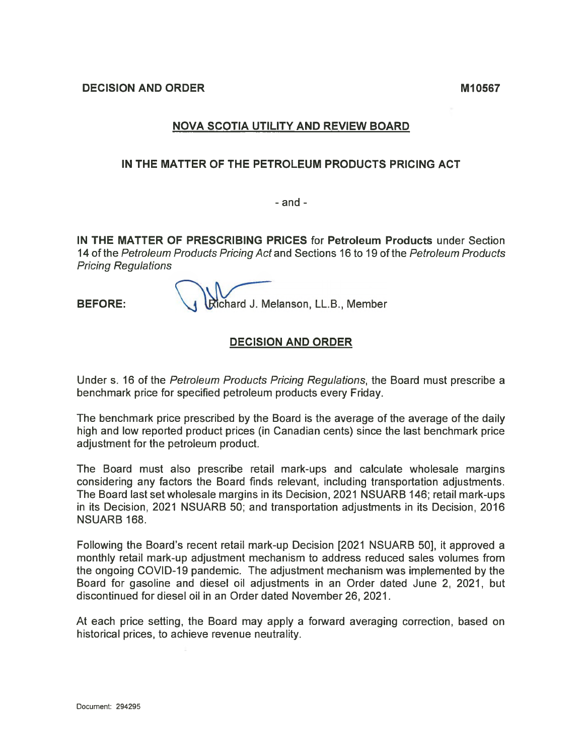**DECISION AND ORDER** **M10567**

## NOVA SCOTIA UTILITY AND REVIEW BOARD

### IN THE MATTER OF THE PETROLEUM PRODUCTS PRICING ACT

- and -

**IN THE MATTER OF PRESCRIBING PRICES** for **Petroleum Products** under Section 14 of the *Petroleum Products Pricing Act* and Sections 16 to 19 of the *Petroleum Products Pricing Regulations*

**BEFORE:** Richard J. Melanson, LL.B., Member

## DECISION AND ORDER

Under s. 16 of the *Petroleum Products Pricing Regulations*, the Board must prescribe a benchmark price for specified petroleum products every Friday.

The benchmark price prescribed by the Board is the average of the average of the daily high and low reported product prices (in Canadian cents) since the last benchmark price adjustment for the petroleum product.

The Board must also prescribe retail mark-ups and calculate wholesale margins considering any factors the Board finds relevant, including transportation adjustments. The Board last set wholesale margins in its Decision, 2021 NSUARB 146; retail mark-ups in its Decision, 2021 NSUARB 50; and transportation adjustments in its Decision, 2016 NSUARB 168.

Following the Board's recent retail mark-up Decision [2021 NSUARB 50], it approved a monthly retail mark-up adjustment mechanism to address reduced sales volumes from the ongoing COVID-19 pandemic. The adjustment mechanism was implemented by the Board for gasoline and diesel oil adjustments in an Order dated June 2, 2021, but discontinued for diesel oil in an Order dated November 26, 2021.

At each price setting, the Board may apply a forward averaging correction, based on historical prices, to achieve revenue neutrality.

Document: 294295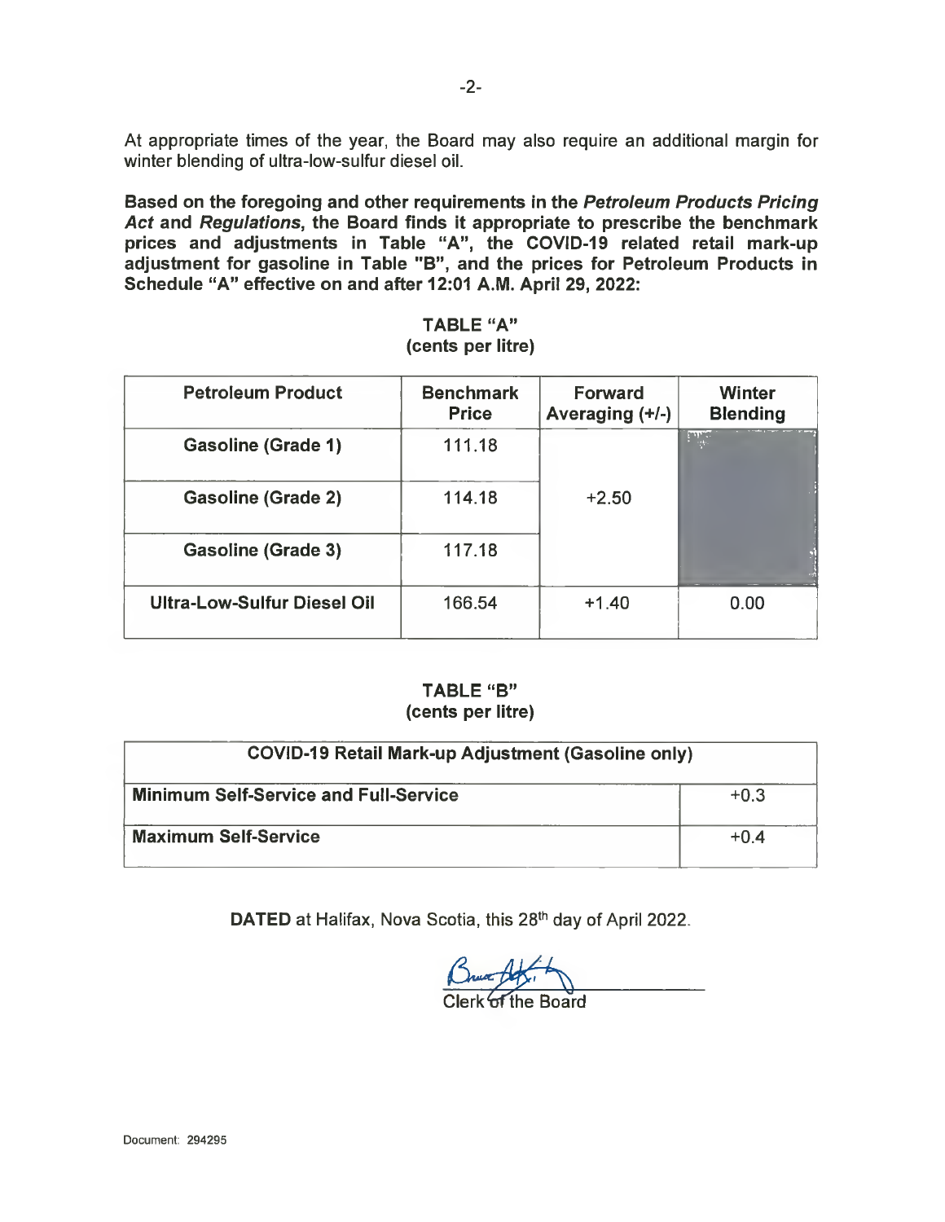At appropriate times of the year, the Board may also require an additional margin for winter blending of ultra-low-sulfur diesel oil.

**Based on the foregoing and other requirements in the *Petroleum Products Pricing Act* and *Regulations*, the Board finds it appropriate to prescribe the benchmark prices and adjustments in Table "A", the COVID-19 related retail mark-up adjustment for gasoline in Table "B", and the prices for Petroleum Products in Schedule "A" effective on and after 12:01 A.M. April 29, 2022:**

**TABLE "A"**
**(cents per litre)**

| Petroleum Product | Benchmark Price | Forward Averaging (+/-) | Winter Blending |
|---|---|---|---|
| Gasoline (Grade 1) | 111.18 | +2.50 | |
| Gasoline (Grade 2) | 114.18 | | |
| Gasoline (Grade 3) | 117.18 | | |
| Ultra-Low-Sulfur Diesel Oil | 166.54 | +1.40 | 0.00 |

**TABLE "B"**
**(cents per litre)**

| COVID-19 Retail Mark-up Adjustment (Gasoline only) | |
|---|---|
| Minimum Self-Service and Full-Service | +0.3 |
| Maximum Self-Service | +0.4 |

**DATED** at Halifax, Nova Scotia, this 28th day of April 2022.

Clerk of the Board

Document: 294295